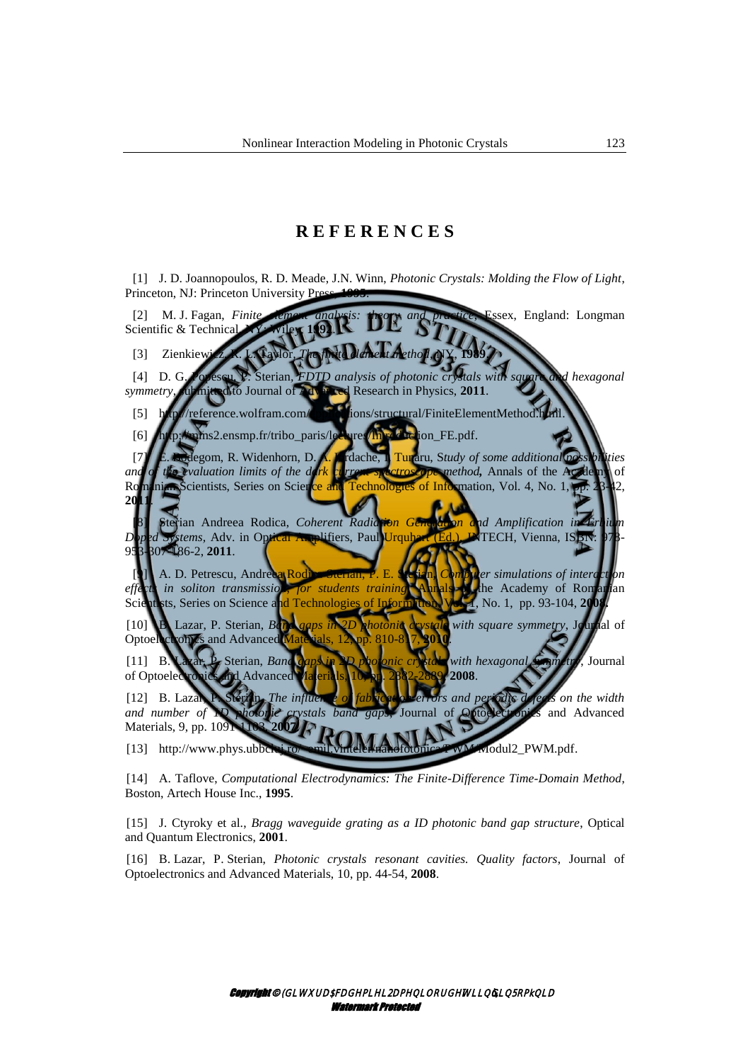# REFERENCES

[1] J. D. Joannopoulos, R. D. Meade, J.N. Winn, *Photonic Crystals: Molding the Flow of Light*, Princeton, NJ: Princeton University Press, **1995**.

[2] M. J. Fagan, *Finite element analysis: theory and practice*, Essex, England: Longman Scientific & Technical, NY: Wiley, **1992**.

[3] Zienkiewicz, R. L. Taylor, *The finite element method*, NY, **1989**.

[4] D. G. Popescu, P. Sterian, *FDTD analysis of photonic crystals with square and hexagonal symmetry*, submitted to Journal of Advanced Research in Physics, **2011**.

[5] http://reference.wolfram.com/applications/structural/FiniteElementMethod.html.

[6] http://mms2.ensmp.fr/tribo_paris/lectures/Introduction_FE.pdf.

[7] E. Bodegom, R. Widenhorn, D. A. Iordache, I. Tunaru, S*tudy of some additional possibilities and of the evaluation limits of the dark current spectroscope method*, Annals of the Academy of Romanian Scientists, Series on Science and Technologies of Information, Vol. 4, No. 1, pp. 23-42, **2011**.

[8] Sterian Andreea Rodica, *Coherent Radiation Generation and Amplification in Erbium Doped Systems*, Adv. in Optical Amplifiers, Paul Urquhart (Ed.), INTECH, Vienna, ISBN: 978-953-307-186-2, **2011**.

[9] A. D. Petrescu, Andreea Rodica Sterian, P. E. Sterian, *Computer simulations of interaction effects in soliton transmission, for students training*, Annals of the Academy of Romanian Scientists, Series on Science and Technologies of Information, Vol. 1, No. 1, pp. 93-104, **2008**.

[10] B. Lazar, P. Sterian, *Band gaps in 2D photonic crystals with square symmetry*, Journal of Optoelectronics and Advanced Materials, 12, pp. 810-817, **2010**.

[11] B. Lazar, P. Sterian, *Band gaps in 2D photonic crystals with hexagonal symmetry*, Journal of Optoelectronics and Advanced Materials, 10, pp. 2882-2889, **2008**.

[12] B. Lazar, P. Sterian, *The influence of fabrication errors and periodic defects on the width and number of 1D photonic crystals band gaps*, Journal of Optoelectronics and Advanced Materials, 9, pp. 1091-1103, **2007**.

[13] http://www.phys.ubbcluj.ro/~emil.vinteler/nanofotonica/TWM/Modul2_PWM.pdf.

[14] A. Taflove, *Computational Electrodynamics: The Finite-Difference Time-Domain Method*, Boston, Artech House Inc., **1995**.

[15] J. Ctyroky et al., *Bragg waveguide grating as a ID photonic band gap structure*, Optical and Quantum Electronics, **2001**.

[16] B. Lazar, P. Sterian, *Photonic crystals resonant cavities. Quality factors*, Journal of Optoelectronics and Advanced Materials, 10, pp. 44-54, **2008**.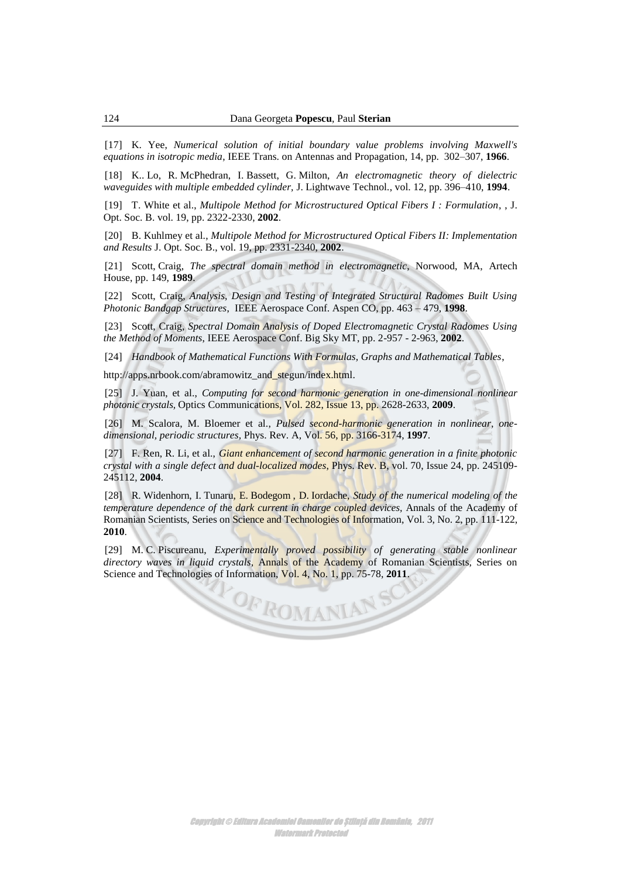[17] K. Yee, *Numerical solution of initial boundary value problems involving Maxwell's equations in isotropic media*, IEEE Trans. on Antennas and Propagation, 14, pp. 302–307, **1966**.

[18] K.. Lo, R. McPhedran, I. Bassett, G. Milton, *An electromagnetic theory of dielectric waveguides with multiple embedded cylinder*, J. Lightwave Technol., vol. 12, pp. 396–410, **1994**.

[19] T. White et al., *Multipole Method for Microstructured Optical Fibers I : Formulation*, , J. Opt. Soc. B. vol. 19, pp. 2322-2330, **2002**.

[20] B. Kuhlmey et al., *Multipole Method for Microstructured Optical Fibers II: Implementation and Results* J. Opt. Soc. B., vol. 19, pp. 2331-2340, **2002**.

[21] Scott, Craig, *The spectral domain method in electromagnetic*, Norwood, MA, Artech House, pp. 149, **1989**.

[22] Scott, Craig, *Analysis, Design and Testing of Integrated Structural Radomes Built Using Photonic Bandgap Structures*, IEEE Aerospace Conf. Aspen CO, pp. 463 – 479, **1998**.

[23] Scott, Craig, *Spectral Domain Analysis of Doped Electromagnetic Crystal Radomes Using the Method of Moments*, IEEE Aerospace Conf. Big Sky MT, pp. 2-957 - 2-963, **2002**.

[24] *Handbook of Mathematical Functions With Formulas, Graphs and Mathematical Tables*,

http://apps.nrbook.com/abramowitz_and_stegun/index.html.

[25] J. Yuan, et al., *Computing for second harmonic generation in one-dimensional nonlinear photonic crystals*, Optics Communications, Vol. 282, Issue 13, pp. 2628-2633, **2009**.

[26] M. Scalora, M. Bloemer et al., *Pulsed second-harmonic generation in nonlinear, one-dimensional, periodic structures*, Phys. Rev. A, Vol. 56, pp. 3166-3174, **1997**.

[27] F. Ren, R. Li, et al., *Giant enhancement of second harmonic generation in a finite photonic crystal with a single defect and dual-localized modes*, Phys. Rev. B, vol. 70, Issue 24, pp. 245109-245112, **2004**.

[28] R. Widenhorn, I. Tunaru, E. Bodegom , D. Iordache, *Study of the numerical modeling of the temperature dependence of the dark current in charge coupled devices*, Annals of the Academy of Romanian Scientists, Series on Science and Technologies of Information, Vol. 3, No. 2, pp. 111-122, **2010**.

[29] M. C. Piscureanu, *Experimentally proved possibility of generating stable nonlinear directory waves in liquid crystals*, Annals of the Academy of Romanian Scientists, Series on Science and Technologies of Information, Vol. 4, No. 1, pp. 75-78, **2011**.